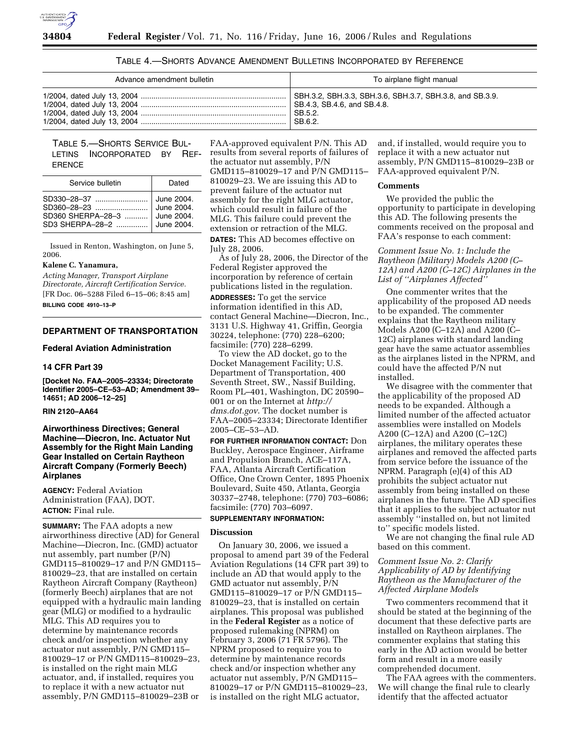TABLE 4.—SHORTS ADVANCE AMENDMENT BULLETINS INCORPORATED BY REFERENCE

| Advance amendment bulletin | To airplane flight manual |
| --- | --- |
| 1/2004, dated July 13, 2004 | SBH.3.2, SBH.3.3, SBH.3.6, SBH.3.7, SBH.3.8, and SB.3.9. |
| 1/2004, dated July 13, 2004 | SB.4.3, SB.4.6, and SB.4.8. |
| 1/2004, dated July 13, 2004 | SB.5.2. |
| 1/2004, dated July 13, 2004 | SB.6.2. |

TABLE 5.—SHORTS SERVICE BULLETINS INCORPORATED BY REFERENCE

| Service bulletin | Dated |
| --- | --- |
| SD330–28–37 | June 2004. |
| SD360–28–23 | June 2004. |
| SD360 SHERPA–28–3 | June 2004. |
| SD3 SHERPA–28–2 | June 2004. |

Issued in Renton, Washington, on June 5, 2006.

**Kalene C. Yanamura,**

*Acting Manager, Transport Airplane Directorate, Aircraft Certification Service.*

[FR Doc. 06–5288 Filed 6–15–06; 8:45 am]

**BILLING CODE 4910–13–P**

## DEPARTMENT OF TRANSPORTATION

### Federal Aviation Administration

### 14 CFR Part 39

**[Docket No. FAA–2005–23334; Directorate Identifier 2005–CE–53–AD; Amendment 39–14651; AD 2006–12–25]**

**RIN 2120–AA64**

### Airworthiness Directives; General Machine—Diecron, Inc. Actuator Nut Assembly for the Right Main Landing Gear Installed on Certain Raytheon Aircraft Company (Formerly Beech) Airplanes

**AGENCY:** Federal Aviation Administration (FAA), DOT.

**ACTION:** Final rule.

**SUMMARY:** The FAA adopts a new airworthiness directive (AD) for General Machine—Diecron, Inc. (GMD) actuator nut assembly, part number (P/N) GMD115–810029–17 and P/N GMD115–810029–23, that are installed on certain Raytheon Aircraft Company (Raytheon) (formerly Beech) airplanes that are not equipped with a hydraulic main landing gear (MLG) or modified to a hydraulic MLG. This AD requires you to determine by maintenance records check and/or inspection whether any actuator nut assembly, P/N GMD115–810029–17 or P/N GMD115–810029–23, is installed on the right main MLG actuator, and, if installed, requires you to replace it with a new actuator nut assembly, P/N GMD115–810029–23B or FAA-approved equivalent P/N. This AD results from several reports of failures of the actuator nut assembly, P/N GMD115–810029–17 and P/N GMD115–810029–23. We are issuing this AD to prevent failure of the actuator nut assembly for the right MLG actuator, which could result in failure of the MLG. This failure could prevent the extension or retraction of the MLG.

**DATES:** This AD becomes effective on July 28, 2006.

As of July 28, 2006, the Director of the Federal Register approved the incorporation by reference of certain publications listed in the regulation.

**ADDRESSES:** To get the service information identified in this AD, contact General Machine—Diecron, Inc., 3131 U.S. Highway 41, Griffin, Georgia 30224, telephone: (770) 228–6200; facsimile: (770) 228–6299.

To view the AD docket, go to the Docket Management Facility; U.S. Department of Transportation, 400 Seventh Street, SW., Nassif Building, Room PL–401, Washington, DC 20590–001 or on the Internet at *http://dms.dot.gov*. The docket number is FAA–2005–23334; Directorate Identifier 2005–CE–53–AD.

**FOR FURTHER INFORMATION CONTACT:** Don Buckley, Aerospace Engineer, Airframe and Propulsion Branch, ACE–117A, FAA, Atlanta Aircraft Certification Office, One Crown Center, 1895 Phoenix Boulevard, Suite 450, Atlanta, Georgia 30337–2748, telephone: (770) 703–6086; facsimile: (770) 703–6097.

**SUPPLEMENTARY INFORMATION:**

**Discussion**

On January 30, 2006, we issued a proposal to amend part 39 of the Federal Aviation Regulations (14 CFR part 39) to include an AD that would apply to the GMD actuator nut assembly, P/N GMD115–810029–17 or P/N GMD115–810029–23, that is installed on certain airplanes. This proposal was published in the **Federal Register** as a notice of proposed rulemaking (NPRM) on February 3, 2006 (71 FR 5796). The NPRM proposed to require you to determine by maintenance records check and/or inspection whether any actuator nut assembly, P/N GMD115–810029–17 or P/N GMD115–810029–23, is installed on the right MLG actuator, and, if installed, would require you to replace it with a new actuator nut assembly, P/N GMD115–810029–23B or FAA-approved equivalent P/N.

**Comments**

We provided the public the opportunity to participate in developing this AD. The following presents the comments received on the proposal and FAA's response to each comment:

*Comment Issue No. 1: Include the Raytheon (Military) Models A200 (C–12A) and A200 (C–12C) Airplanes in the List of "Airplanes Affected"*

One commenter writes that the applicability of the proposed AD needs to be expanded. The commenter explains that the Raytheon military Models A200 (C–12A) and A200 (C–12C) airplanes with standard landing gear have the same actuator assemblies as the airplanes listed in the NPRM, and could have the affected P/N nut installed.

We disagree with the commenter that the applicability of the proposed AD needs to be expanded. Although a limited number of the affected actuator assemblies were installed on Models A200 (C–12A) and A200 (C–12C) airplanes, the military operates these airplanes and removed the affected parts from service before the issuance of the NPRM. Paragraph (e)(4) of this AD prohibits the subject actuator nut assembly from being installed on these airplanes in the future. The AD specifies that it applies to the subject actuator nut assembly "installed on, but not limited to" specific models listed.

We are not changing the final rule AD based on this comment.

*Comment Issue No. 2: Clarify Applicability of AD by Identifying Raytheon as the Manufacturer of the Affected Airplane Models*

Two commenters recommend that it should be stated at the beginning of the document that these defective parts are installed on Raytheon airplanes. The commenter explains that stating this early in the AD action would be better form and result in a more easily comprehended document.

The FAA agrees with the commenters. We will change the final rule to clearly identify that the affected actuator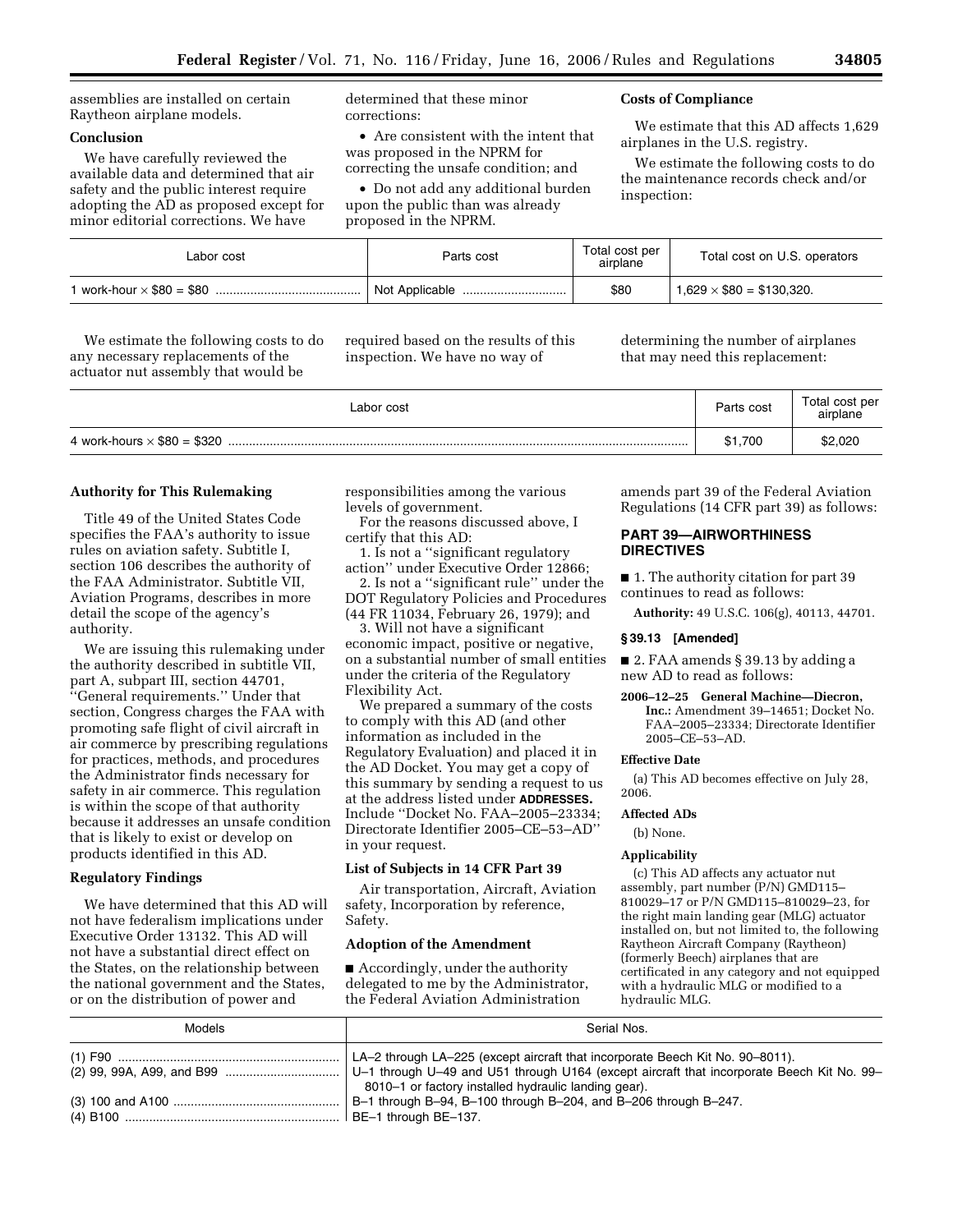assemblies are installed on certain Raytheon airplane models.

**Conclusion**

We have carefully reviewed the available data and determined that air safety and the public interest require adopting the AD as proposed except for minor editorial corrections. We have determined that these minor corrections:

• Are consistent with the intent that was proposed in the NPRM for correcting the unsafe condition; and

• Do not add any additional burden upon the public than was already proposed in the NPRM.

**Costs of Compliance**

We estimate that this AD affects 1,629 airplanes in the U.S. registry.

We estimate the following costs to do the maintenance records check and/or inspection:

| Labor cost | Parts cost | Total cost per airplane | Total cost on U.S. operators |
|---|---|---|---|
| 1 work-hour × $80 = $80 | Not Applicable | $80 | 1,629 × $80 = $130,320. |

We estimate the following costs to do any necessary replacements of the actuator nut assembly that would be required based on the results of this inspection. We have no way of determining the number of airplanes that may need this replacement:

| Labor cost | Parts cost | Total cost per airplane |
|---|---|---|
| 4 work-hours × $80 = $320 | $1,700 | $2,020 |

**Authority for This Rulemaking**

Title 49 of the United States Code specifies the FAA's authority to issue rules on aviation safety. Subtitle I, section 106 describes the authority of the FAA Administrator. Subtitle VII, Aviation Programs, describes in more detail the scope of the agency's authority.

We are issuing this rulemaking under the authority described in subtitle VII, part A, subpart III, section 44701, "General requirements." Under that section, Congress charges the FAA with promoting safe flight of civil aircraft in air commerce by prescribing regulations for practices, methods, and procedures the Administrator finds necessary for safety in air commerce. This regulation is within the scope of that authority because it addresses an unsafe condition that is likely to exist or develop on products identified in this AD.

**Regulatory Findings**

We have determined that this AD will not have federalism implications under Executive Order 13132. This AD will not have a substantial direct effect on the States, on the relationship between the national government and the States, or on the distribution of power and responsibilities among the various levels of government.

For the reasons discussed above, I certify that this AD:

1. Is not a "significant regulatory action" under Executive Order 12866;

2. Is not a "significant rule" under the DOT Regulatory Policies and Procedures (44 FR 11034, February 26, 1979); and

3. Will not have a significant economic impact, positive or negative, on a substantial number of small entities under the criteria of the Regulatory Flexibility Act.

We prepared a summary of the costs to comply with this AD (and other information as included in the Regulatory Evaluation) and placed it in the AD Docket. You may get a copy of this summary by sending a request to us at the address listed under **ADDRESSES.** Include "Docket No. FAA–2005–23334; Directorate Identifier 2005–CE–53–AD" in your request.

**List of Subjects in 14 CFR Part 39**

Air transportation, Aircraft, Aviation safety, Incorporation by reference, Safety.

**Adoption of the Amendment**

■ Accordingly, under the authority delegated to me by the Administrator, the Federal Aviation Administration amends part 39 of the Federal Aviation Regulations (14 CFR part 39) as follows:

## PART 39—AIRWORTHINESS DIRECTIVES

■ 1. The authority citation for part 39 continues to read as follows:

**Authority:** 49 U.S.C. 106(g), 40113, 44701.

### § 39.13 [Amended]

■ 2. FAA amends § 39.13 by adding a new AD to read as follows:

**2006–12–25 General Machine—Diecron, Inc.:** Amendment 39–14651; Docket No. FAA–2005–23334; Directorate Identifier 2005–CE–53–AD.

**Effective Date**

(a) This AD becomes effective on July 28, 2006.

**Affected ADs**

(b) None.

**Applicability**

(c) This AD affects any actuator nut assembly, part number (P/N) GMD115–810029–17 or P/N GMD115–810029–23, for the right main landing gear (MLG) actuator installed on, but not limited to, the following Raytheon Aircraft Company (Raytheon) (formerly Beech) airplanes that are certificated in any category and not equipped with a hydraulic MLG or modified to a hydraulic MLG.

| Models | Serial Nos. |
|---|---|
| (1) F90 | LA–2 through LA–225 (except aircraft that incorporate Beech Kit No. 90–8011). |
| (2) 99, 99A, A99, and B99 | U–1 through U–49 and U51 through U164 (except aircraft that incorporate Beech Kit No. 99–8010–1 or factory installed hydraulic landing gear). |
| (3) 100 and A100 | B–1 through B–94, B–100 through B–204, and B–206 through B–247. |
| (4) B100 | BE–1 through BE–137. |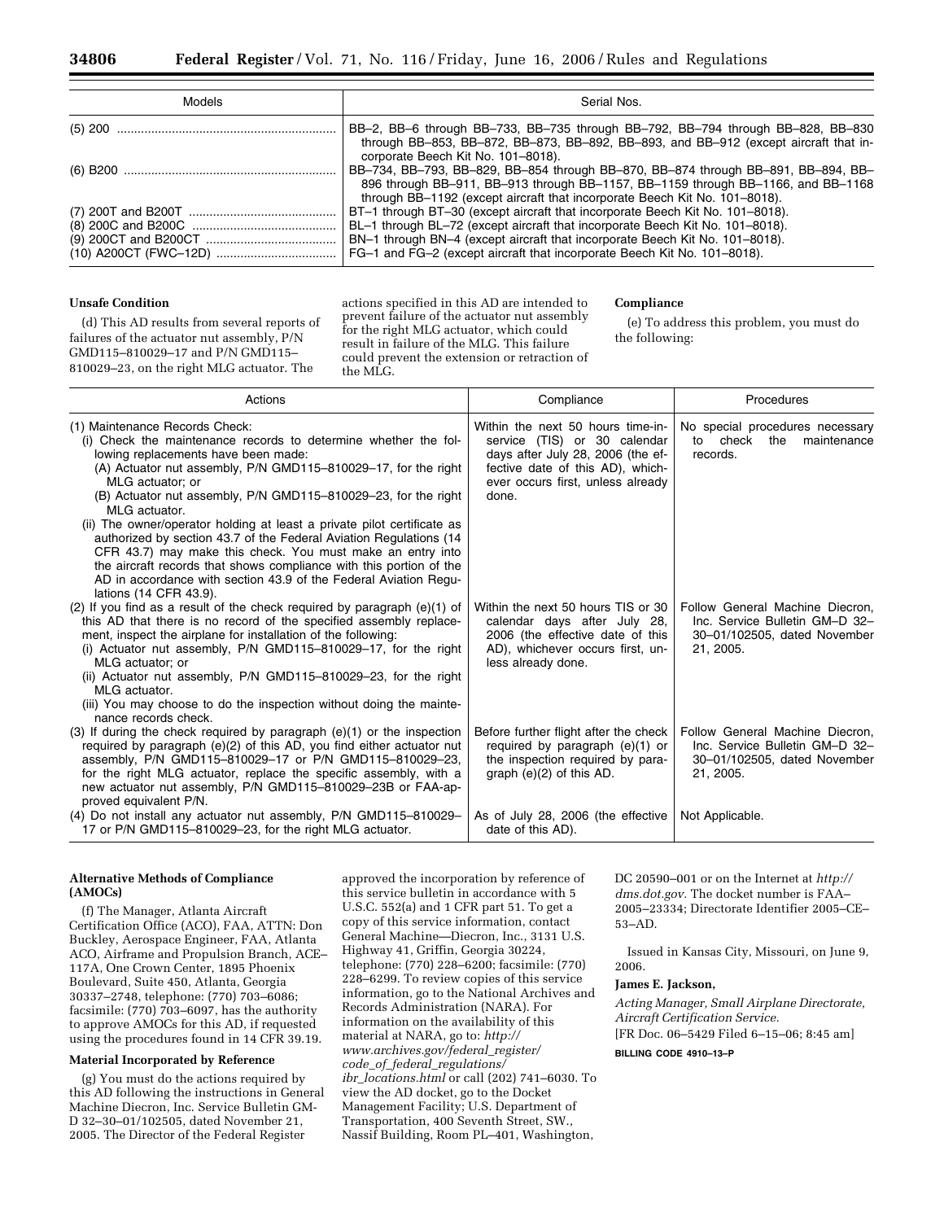| Models | Serial Nos. |
| --- | --- |
| (5) 200 | BB–2, BB–6 through BB–733, BB–735 through BB–792, BB–794 through BB–828, BB–830 through BB–853, BB–872, BB–873, BB–892, BB–893, and BB–912 (except aircraft that incorporate Beech Kit No. 101–8018). |
| (6) B200 | BB–734, BB–793, BB–829, BB–854 through BB–870, BB–874 through BB–891, BB–894, BB–896 through BB–911, BB–913 through BB–1157, BB–1159 through BB–1166, and BB–1168 through BB–1192 (except aircraft that incorporate Beech Kit No. 101–8018). |
| (7) 200T and B200T | BT–1 through BT–30 (except aircraft that incorporate Beech Kit No. 101–8018). |
| (8) 200C and B200C | BL–1 through BL–72 (except aircraft that incorporate Beech Kit No. 101–8018). |
| (9) 200CT and B200CT | BN–1 through BN–4 (except aircraft that incorporate Beech Kit No. 101–8018). |
| (10) A200CT (FWC–12D) | FG–1 and FG–2 (except aircraft that incorporate Beech Kit No. 101–8018). |

**Unsafe Condition**

(d) This AD results from several reports of failures of the actuator nut assembly, P/N GMD115–810029–17 and P/N GMD115–810029–23, on the right MLG actuator. The actions specified in this AD are intended to prevent failure of the actuator nut assembly for the right MLG actuator, which could result in failure of the MLG. This failure could prevent the extension or retraction of the MLG.

**Compliance**

(e) To address this problem, you must do the following:

| Actions | Compliance | Procedures |
| --- | --- | --- |
| (1) Maintenance Records Check: (i) Check the maintenance records to determine whether the following replacements have been made: (A) Actuator nut assembly, P/N GMD115–810029–17, for the right MLG actuator; or (B) Actuator nut assembly, P/N GMD115–810029–23, for the right MLG actuator. (ii) The owner/operator holding at least a private pilot certificate as authorized by section 43.7 of the Federal Aviation Regulations (14 CFR 43.7) may make this check. You must make an entry into the aircraft records that shows compliance with this portion of the AD in accordance with section 43.9 of the Federal Aviation Regulations (14 CFR 43.9). | Within the next 50 hours time-in-service (TIS) or 30 calendar days after July 28, 2006 (the effective date of this AD), whichever occurs first, unless already done. | No special procedures necessary to check the maintenance records. |
| (2) If you find as a result of the check required by paragraph (e)(1) of this AD that there is no record of the specified assembly replacement, inspect the airplane for installation of the following: (i) Actuator nut assembly, P/N GMD115–810029–17, for the right MLG actuator; or (ii) Actuator nut assembly, P/N GMD115–810029–23, for the right MLG actuator. (iii) You may choose to do the inspection without doing the maintenance records check. | Within the next 50 hours TIS or 30 calendar days after July 28, 2006 (the effective date of this AD), whichever occurs first, unless already done. | Follow General Machine Diecron, Inc. Service Bulletin GM–D 32–30–01/102505, dated November 21, 2005. |
| (3) If during the check required by paragraph (e)(1) or the inspection required by paragraph (e)(2) of this AD, you find either actuator nut assembly, P/N GMD115–810029–17 or P/N GMD115–810029–23, for the right MLG actuator, replace the specific assembly, with a new actuator nut assembly, P/N GMD115–810029–23B or FAA-approved equivalent P/N. | Before further flight after the check required by paragraph (e)(1) or the inspection required by paragraph (e)(2) of this AD. | Follow General Machine Diecron, Inc. Service Bulletin GM–D 32–30–01/102505, dated November 21, 2005. |
| (4) Do not install any actuator nut assembly, P/N GMD115–810029–17 or P/N GMD115–810029–23, for the right MLG actuator. | As of July 28, 2006 (the effective date of this AD). | Not Applicable. |

**Alternative Methods of Compliance (AMOCs)**

(f) The Manager, Atlanta Aircraft Certification Office (ACO), FAA, ATTN: Don Buckley, Aerospace Engineer, FAA, Atlanta ACO, Airframe and Propulsion Branch, ACE–117A, One Crown Center, 1895 Phoenix Boulevard, Suite 450, Atlanta, Georgia 30337–2748, telephone: (770) 703–6086; facsimile: (770) 703–6097, has the authority to approve AMOCs for this AD, if requested using the procedures found in 14 CFR 39.19.

**Material Incorporated by Reference**

(g) You must do the actions required by this AD following the instructions in General Machine Diecron, Inc. Service Bulletin GM-D 32–30–01/102505, dated November 21, 2005. The Director of the Federal Register approved the incorporation by reference of this service bulletin in accordance with 5 U.S.C. 552(a) and 1 CFR part 51. To get a copy of this service information, contact General Machine—Diecron, Inc., 3131 U.S. Highway 41, Griffin, Georgia 30224, telephone: (770) 228–6200; facsimile: (770) 228–6299. To review copies of this service information, go to the National Archives and Records Administration (NARA). For information on the availability of this material at NARA, go to: *http://www.archives.gov/federal_register/code_of_federal_regulations/ibr_locations.html* or call (202) 741–6030. To view the AD docket, go to the Docket Management Facility; U.S. Department of Transportation, 400 Seventh Street, SW., Nassif Building, Room PL–401, Washington, DC 20590–001 or on the Internet at *http://dms.dot.gov*. The docket number is FAA–2005–23334; Directorate Identifier 2005–CE–53–AD.

Issued in Kansas City, Missouri, on June 9, 2006.

**James E. Jackson,**

*Acting Manager, Small Airplane Directorate, Aircraft Certification Service.*

[FR Doc. 06–5429 Filed 6–15–06; 8:45 am]

**BILLING CODE 4910–13–P**